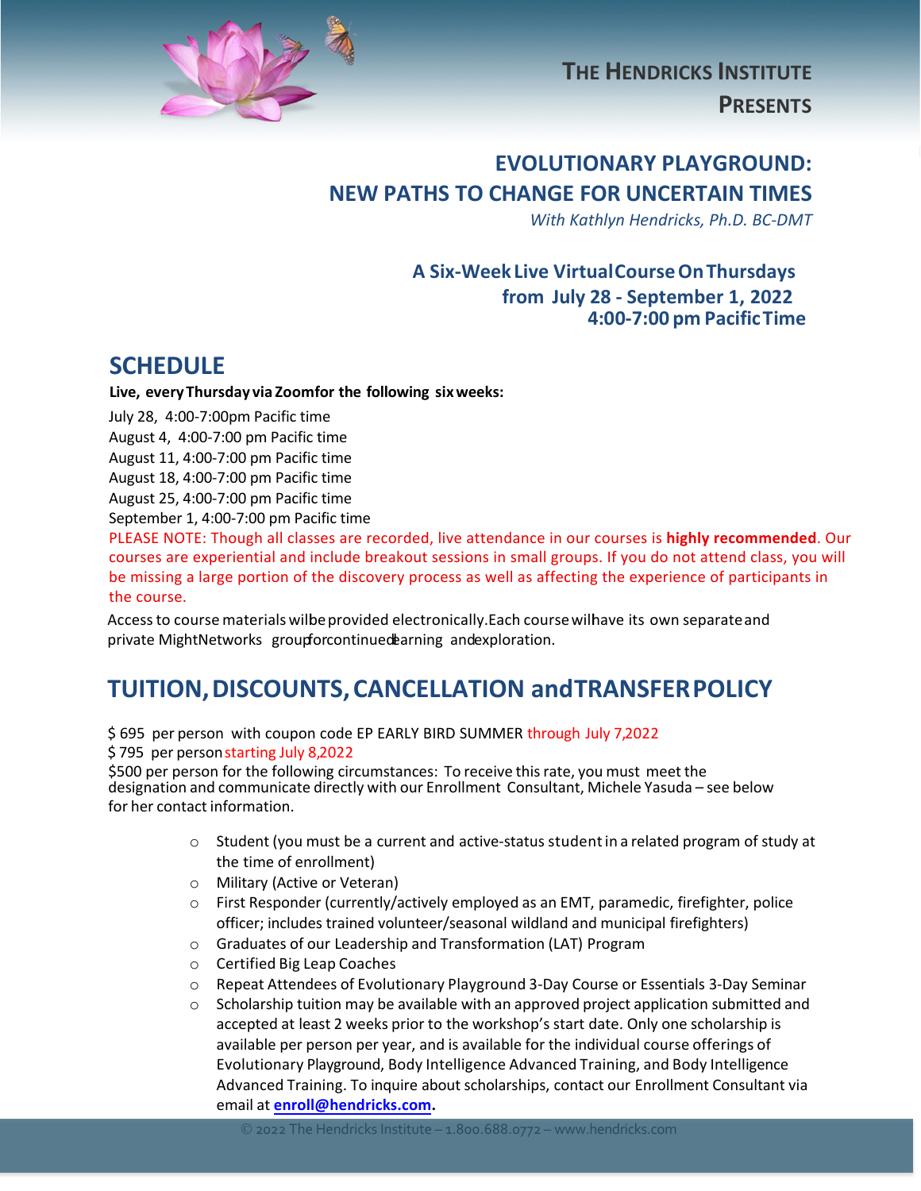**THE HENDRICKS INSTITUTE PRESENTS**

# EVOLUTIONARY PLAYGROUND: NEW PATHS TO CHANGE FOR UNCERTAIN TIMES

*With Kathlyn Hendricks, Ph.D. BC-DMT*

**A Six-Week Live Virtual Course On Thursdays from July 28 - September 1, 2022 4:00-7:00 pm Pacific Time**

## SCHEDULE

**Live, every Thursday via Zoom for the following six weeks:**

July 28, 4:00-7:00pm Pacific time
August 4, 4:00-7:00 pm Pacific time
August 11, 4:00-7:00 pm Pacific time
August 18, 4:00-7:00 pm Pacific time
August 25, 4:00-7:00 pm Pacific time
September 1, 4:00-7:00 pm Pacific time

PLEASE NOTE: Though all classes are recorded, live attendance in our courses is **highly recommended**. Our courses are experiential and include breakout sessions in small groups. If you do not attend class, you will be missing a large portion of the discovery process as well as affecting the experience of participants in the course.

Access to course materials will be provided electronically. Each course will have its own separate and private MightNetworks group for continued learning and exploration.

## TUITION, DISCOUNTS, CANCELLATION and TRANSFER POLICY

$ 695 per person with coupon code EP EARLY BIRD SUMMER through July 7,2022
$ 795 per person starting July 8,2022
$500 per person for the following circumstances: To receive this rate, you must meet the designation and communicate directly with our Enrollment Consultant, Michele Yasuda – see below for her contact information.

- Student (you must be a current and active-status student in a related program of study at the time of enrollment)
- Military (Active or Veteran)
- First Responder (currently/actively employed as an EMT, paramedic, firefighter, police officer; includes trained volunteer/seasonal wildland and municipal firefighters)
- Graduates of our Leadership and Transformation (LAT) Program
- Certified Big Leap Coaches
- Repeat Attendees of Evolutionary Playground 3-Day Course or Essentials 3-Day Seminar
- Scholarship tuition may be available with an approved project application submitted and accepted at least 2 weeks prior to the workshop's start date. Only one scholarship is available per person per year, and is available for the individual course offerings of Evolutionary Playground, Body Intelligence Advanced Training, and Body Intelligence Advanced Training. To inquire about scholarships, contact our Enrollment Consultant via email at **enroll@hendricks.com.**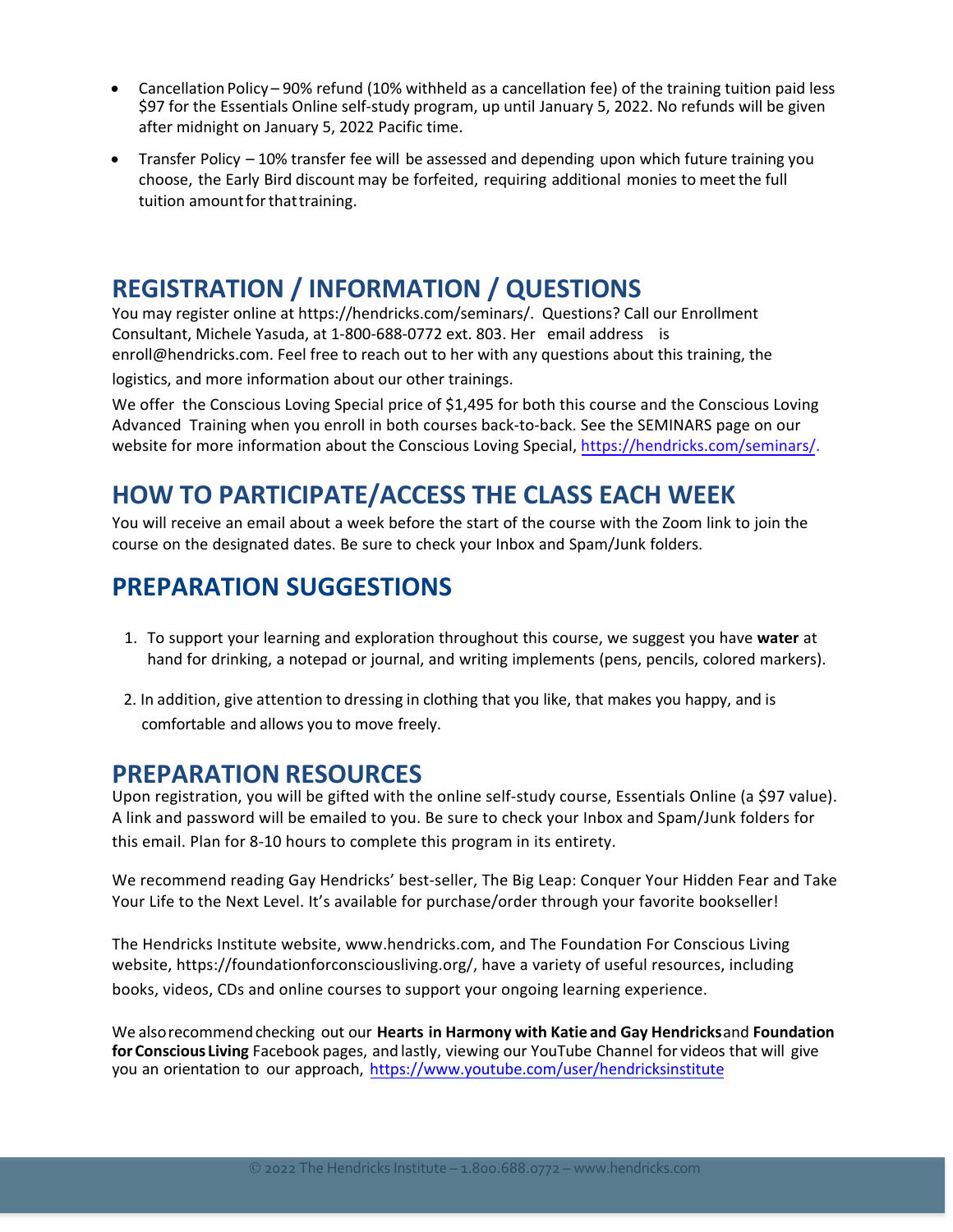- Cancellation Policy – 90% refund (10% withheld as a cancellation fee) of the training tuition paid less $97 for the Essentials Online self-study program, up until January 5, 2022. No refunds will be given after midnight on January 5, 2022 Pacific time.
- Transfer Policy – 10% transfer fee will be assessed and depending upon which future training you choose, the Early Bird discount may be forfeited, requiring additional monies to meet the full tuition amount for that training.

## REGISTRATION / INFORMATION / QUESTIONS

You may register online at https://hendricks.com/seminars/. Questions? Call our Enrollment Consultant, Michele Yasuda, at 1-800-688-0772 ext. 803. Her email address is enroll@hendricks.com. Feel free to reach out to her with any questions about this training, the logistics, and more information about our other trainings.

We offer the Conscious Loving Special price of $1,495 for both this course and the Conscious Loving Advanced Training when you enroll in both courses back-to-back. See the SEMINARS page on our website for more information about the Conscious Loving Special, https://hendricks.com/seminars/.

## HOW TO PARTICIPATE/ACCESS THE CLASS EACH WEEK

You will receive an email about a week before the start of the course with the Zoom link to join the course on the designated dates. Be sure to check your Inbox and Spam/Junk folders.

## PREPARATION SUGGESTIONS

1. To support your learning and exploration throughout this course, we suggest you have **water** at hand for drinking, a notepad or journal, and writing implements (pens, pencils, colored markers).
2. In addition, give attention to dressing in clothing that you like, that makes you happy, and is comfortable and allows you to move freely.

## PREPARATION RESOURCES

Upon registration, you will be gifted with the online self-study course, Essentials Online (a $97 value). A link and password will be emailed to you. Be sure to check your Inbox and Spam/Junk folders for this email. Plan for 8-10 hours to complete this program in its entirety.

We recommend reading Gay Hendricks' best-seller, The Big Leap: Conquer Your Hidden Fear and Take Your Life to the Next Level. It's available for purchase/order through your favorite bookseller!

The Hendricks Institute website, www.hendricks.com, and The Foundation For Conscious Living website, https://foundationforconsciousliving.org/, have a variety of useful resources, including books, videos, CDs and online courses to support your ongoing learning experience.

We also recommend checking out our **Hearts in Harmony with Katie and Gay Hendricks** and **Foundation for Conscious Living** Facebook pages, and lastly, viewing our YouTube Channel for videos that will give you an orientation to our approach, https://www.youtube.com/user/hendricksinstitute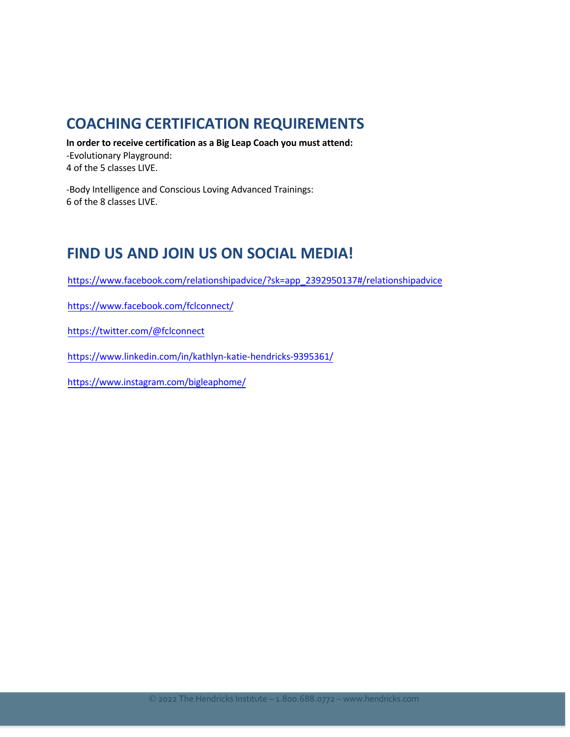## COACHING CERTIFICATION REQUIREMENTS

**In order to receive certification as a Big Leap Coach you must attend:**
-Evolutionary Playground:
4 of the 5 classes LIVE.

-Body Intelligence and Conscious Loving Advanced Trainings:
6 of the 8 classes LIVE.

## FIND US AND JOIN US ON SOCIAL MEDIA!

https://www.facebook.com/relationshipadvice/?sk=app_2392950137#/relationshipadvice

https://www.facebook.com/fclconnect/

https://twitter.com/@fclconnect

https://www.linkedin.com/in/kathlyn-katie-hendricks-9395361/

https://www.instagram.com/bigleaphome/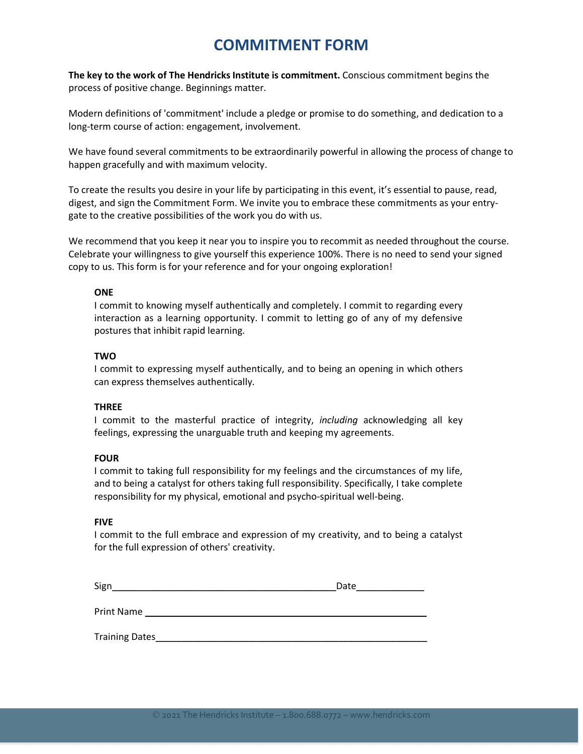# COMMITMENT FORM

**The key to the work of The Hendricks Institute is commitment.** Conscious commitment begins the process of positive change. Beginnings matter.

Modern definitions of 'commitment' include a pledge or promise to do something, and dedication to a long-term course of action: engagement, involvement.

We have found several commitments to be extraordinarily powerful in allowing the process of change to happen gracefully and with maximum velocity.

To create the results you desire in your life by participating in this event, it's essential to pause, read, digest, and sign the Commitment Form. We invite you to embrace these commitments as your entry-gate to the creative possibilities of the work you do with us.

We recommend that you keep it near you to inspire you to recommit as needed throughout the course. Celebrate your willingness to give yourself this experience 100%. There is no need to send your signed copy to us. This form is for your reference and for your ongoing exploration!

**ONE**
I commit to knowing myself authentically and completely. I commit to regarding every interaction as a learning opportunity. I commit to letting go of any of my defensive postures that inhibit rapid learning.

**TWO**
I commit to expressing myself authentically, and to being an opening in which others can express themselves authentically.

**THREE**
I commit to the masterful practice of integrity, *including* acknowledging all key feelings, expressing the unarguable truth and keeping my agreements.

**FOUR**
I commit to taking full responsibility for my feelings and the circumstances of my life, and to being a catalyst for others taking full responsibility. Specifically, I take complete responsibility for my physical, emotional and psycho-spiritual well-being.

**FIVE**
I commit to the full embrace and expression of my creativity, and to being a catalyst for the full expression of others' creativity.

Sign_____________________________________________Date_____________

Print Name ______________________________________________________

Training Dates____________________________________________________

© 2021 The Hendricks Institute – 1.800.688.0772 – www.hendricks.com